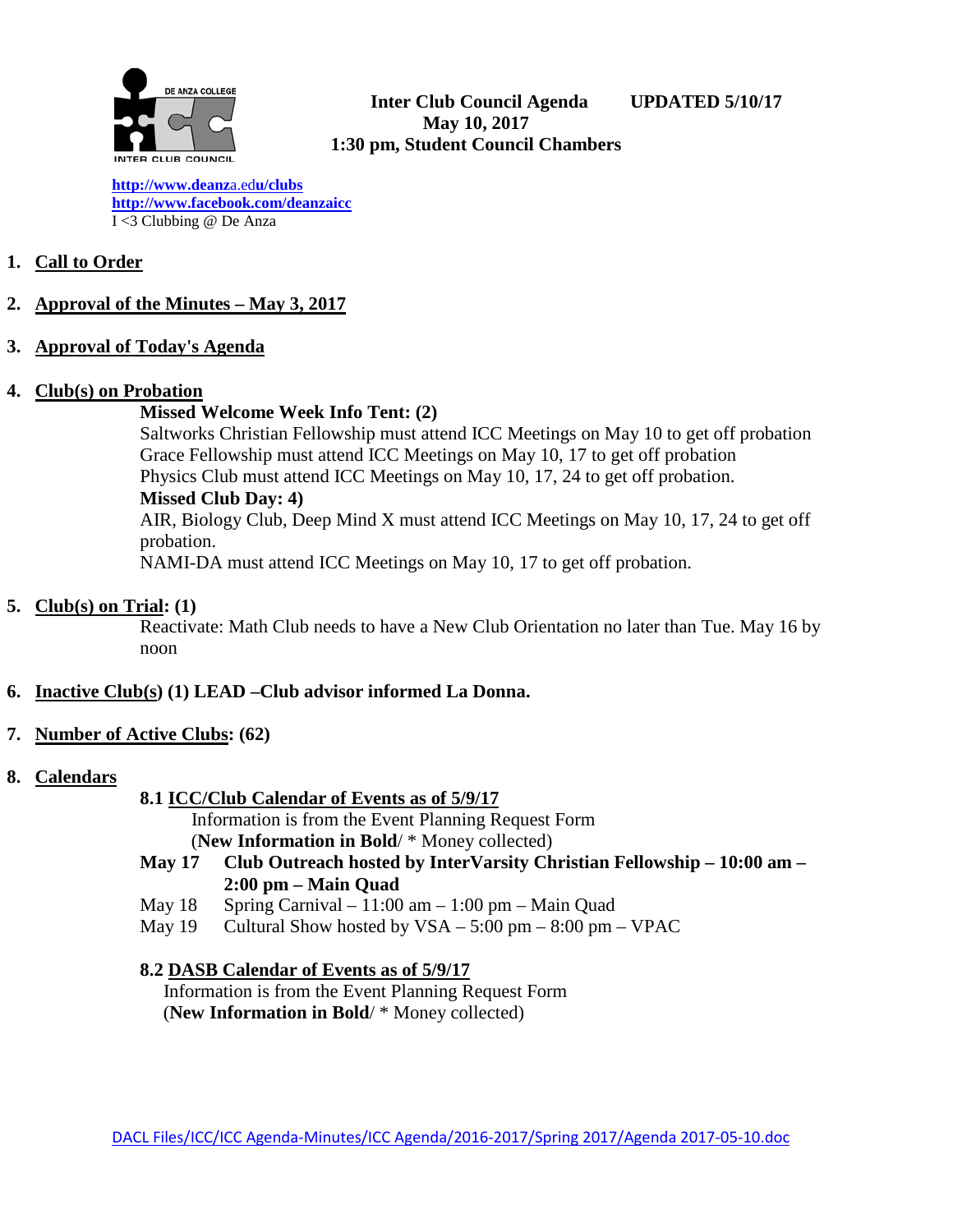**Inter Club Council Agenda** **UPDATED 5/10/17**
**May 10, 2017**
**1:30 pm, Student Council Chambers**

[http://www.deanza.edu/clubs](http://www.deanza.edu/clubs)
[http://www.facebook.com/deanzaicc](http://www.facebook.com/deanzaicc)
I <3 Clubbing @ De Anza

1. **Call to Order**

2. **Approval of the Minutes – May 3, 2017**

3. **Approval of Today's Agenda**

4. **Club(s) on Probation**

   **Missed Welcome Week Info Tent: (2)**
   Saltworks Christian Fellowship must attend ICC Meetings on May 10 to get off probation
   Grace Fellowship must attend ICC Meetings on May 10, 17 to get off probation
   Physics Club must attend ICC Meetings on May 10, 17, 24 to get off probation.
   **Missed Club Day: 4)**
   AIR, Biology Club, Deep Mind X must attend ICC Meetings on May 10, 17, 24 to get off probation.
   NAMI-DA must attend ICC Meetings on May 10, 17 to get off probation.

5. **Club(s) on Trial: (1)**
   Reactivate: Math Club needs to have a New Club Orientation no later than Tue. May 16 by noon

6. **Inactive Club(s) (1) LEAD –Club advisor informed La Donna.**

7. **Number of Active Clubs: (62)**

8. **Calendars**

   **8.1 ICC/Club Calendar of Events as of 5/9/17**
   Information is from the Event Planning Request Form
   (**New Information in Bold**/ * Money collected)

   **May 17** **Club Outreach hosted by InterVarsity Christian Fellowship – 10:00 am – 2:00 pm – Main Quad**
   May 18 Spring Carnival – 11:00 am – 1:00 pm – Main Quad
   May 19 Cultural Show hosted by VSA – 5:00 pm – 8:00 pm – VPAC

   **8.2 DASB Calendar of Events as of 5/9/17**
   Information is from the Event Planning Request Form
   (**New Information in Bold**/ * Money collected)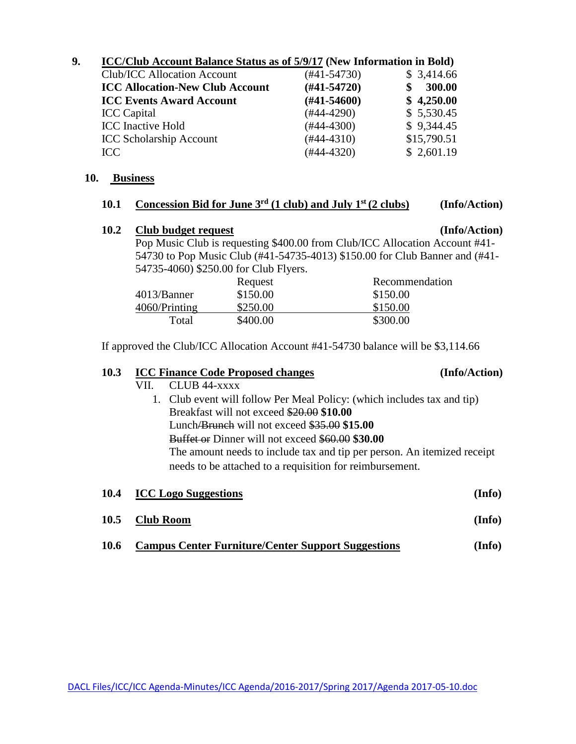## 9. ICC/Club Account Balance Status as of 5/9/17 (New Information in Bold)

| | | |
|---|---|---|
| Club/ICC Allocation Account | (#41-54730) | $ 3,414.66 |
| **ICC Allocation-New Club Account** | **(#41-54720)** | **$ 300.00** |
| **ICC Events Award Account** | **(#41-54600)** | **$ 4,250.00** |
| ICC Capital | (#44-4290) | $ 5,530.45 |
| ICC Inactive Hold | (#44-4300) | $ 9,344.45 |
| ICC Scholarship Account | (#44-4310) | $15,790.51 |
| ICC | (#44-4320) | $ 2,601.19 |

## 10. Business

### 10.1 Concession Bid for June 3rd (1 club) and July 1st (2 clubs) (Info/Action)

### 10.2 Club budget request (Info/Action)

Pop Music Club is requesting $400.00 from Club/ICC Allocation Account #41-54730 to Pop Music Club (#41-54735-4013) $150.00 for Club Banner and (#41-54735-4060) $250.00 for Club Flyers.

| | Request | Recommendation |
|---|---|---|
| 4013/Banner | $150.00 | $150.00 |
| 4060/Printing | $250.00 | $150.00 |
| Total | $400.00 | $300.00 |

If approved the Club/ICC Allocation Account #41-54730 balance will be $3,114.66

### 10.3 ICC Finance Code Proposed changes (Info/Action)

VII. CLUB 44-xxxx

1. Club event will follow Per Meal Policy: (which includes tax and tip)
   Breakfast will not exceed ~~$20.00~~ **$10.00**
   Lunch~~/Brunch~~ will not exceed ~~$35.00~~ **$15.00**
   ~~Buffet or~~ Dinner will not exceed ~~$60.00~~ **$30.00**
   The amount needs to include tax and tip per person. An itemized receipt needs to be attached to a requisition for reimbursement.

### 10.4 ICC Logo Suggestions (Info)

### 10.5 Club Room (Info)

### 10.6 Campus Center Furniture/Center Support Suggestions (Info)

DACL Files/ICC/ICC Agenda-Minutes/ICC Agenda/2016-2017/Spring 2017/Agenda 2017-05-10.doc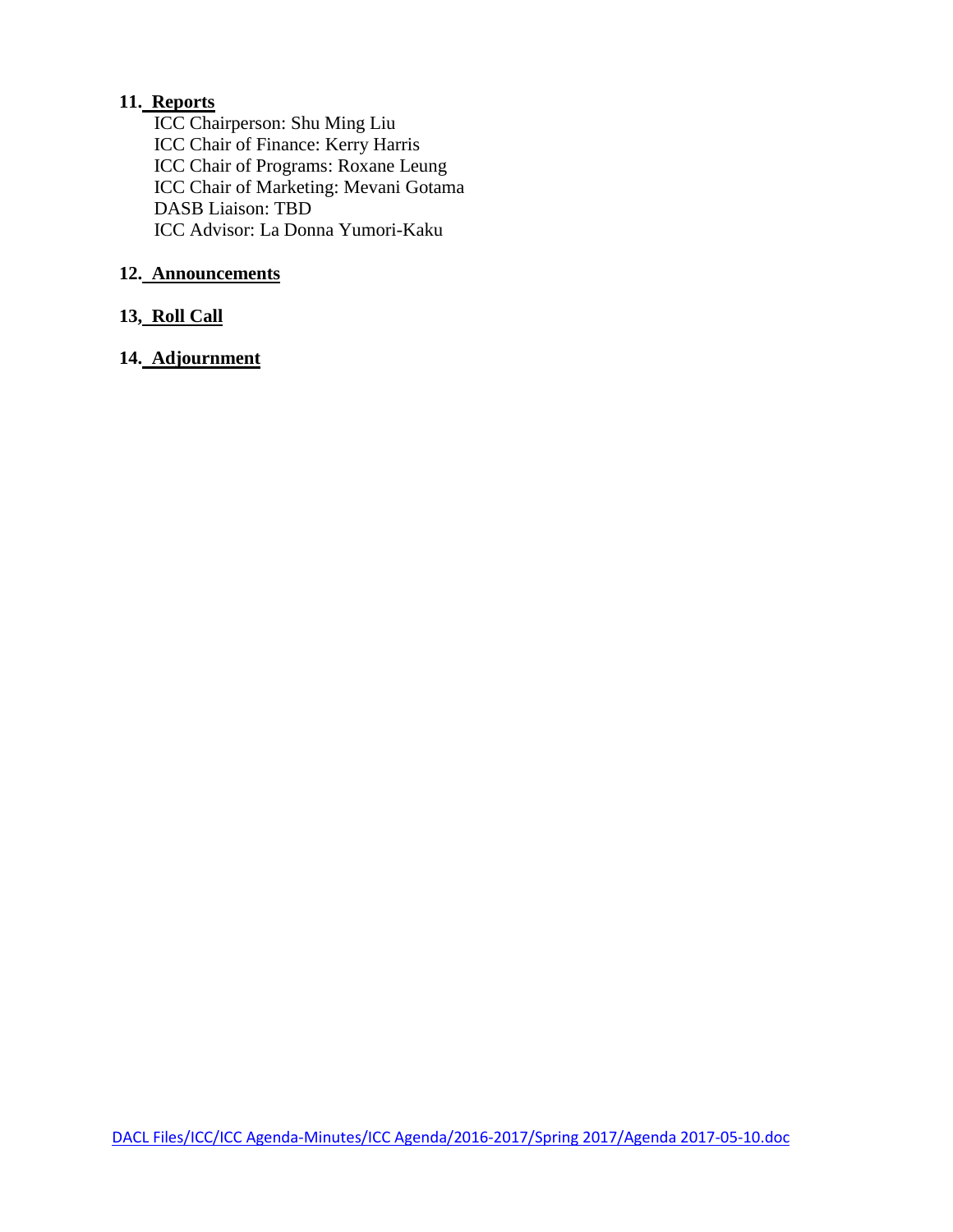**11. Reports**

ICC Chairperson: Shu Ming Liu
ICC Chair of Finance: Kerry Harris
ICC Chair of Programs: Roxane Leung
ICC Chair of Marketing: Mevani Gotama
DASB Liaison: TBD
ICC Advisor: La Donna Yumori-Kaku

**12. Announcements**

**13, Roll Call**

**14. Adjournment**

DACL Files/ICC/ICC Agenda-Minutes/ICC Agenda/2016-2017/Spring 2017/Agenda 2017-05-10.doc